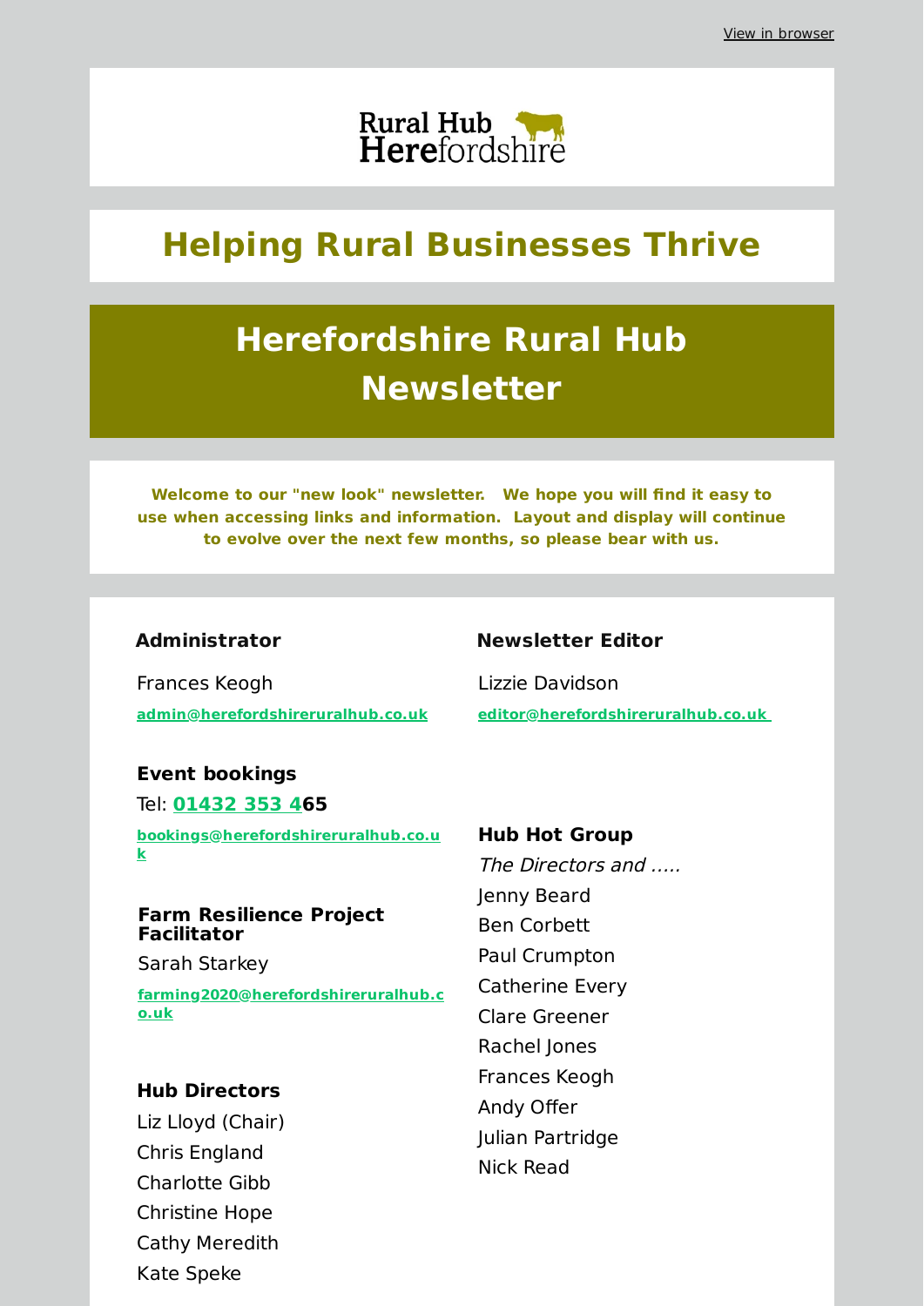View in browser

Rural Hub Herefordshire

## Helping Rural Businesses Thrive

# Herefordshire Rural Hub Newsletter

**Welcome to our "new look" newsletter. We hope you will find it easy to use when accessing links and information. Layout and display will continue to evolve over the next few months, so please bear with us.**

### Administrator

Frances Keogh

admin@herefordshireruralhub.co.uk

### Newsletter Editor

Lizzie Davidson

editor@herefordshireruralhub.co.uk

### Event bookings

Tel: **01432 353 465**

bookings@herefordshireruralhub.co.uk

### Farm Resilience Project Facilitator

Sarah Starkey

farming2020@herefordshireruralhub.co.uk

### Hub Directors

Liz Lloyd (Chair)
Chris England
Charlotte Gibb
Christine Hope
Cathy Meredith
Kate Speke

### Hub Hot Group

*The Directors and .....*

Jenny Beard
Ben Corbett
Paul Crumpton
Catherine Every
Clare Greener
Rachel Jones
Frances Keogh
Andy Offer
Julian Partridge
Nick Read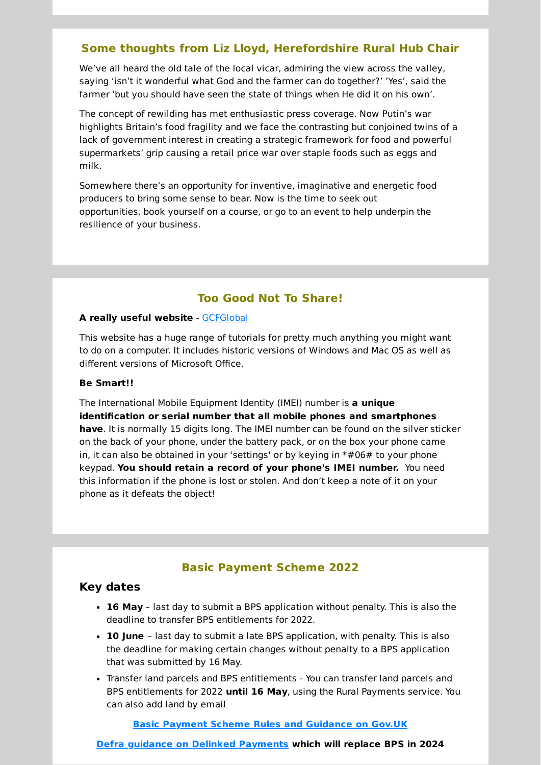## Some thoughts from Liz Lloyd, Herefordshire Rural Hub Chair

We've all heard the old tale of the local vicar, admiring the view across the valley, saying 'isn't it wonderful what God and the farmer can do together?' 'Yes', said the farmer 'but you should have seen the state of things when He did it on his own'.

The concept of rewilding has met enthusiastic press coverage. Now Putin's war highlights Britain's food fragility and we face the contrasting but conjoined twins of a lack of government interest in creating a strategic framework for food and powerful supermarkets' grip causing a retail price war over staple foods such as eggs and milk.

Somewhere there's an opportunity for inventive, imaginative and energetic food producers to bring some sense to bear. Now is the time to seek out opportunities, book yourself on a course, or go to an event to help underpin the resilience of your business.

## Too Good Not To Share!

**A really useful website** - GCFGlobal

This website has a huge range of tutorials for pretty much anything you might want to do on a computer. It includes historic versions of Windows and Mac OS as well as different versions of Microsoft Office.

**Be Smart!!**

The International Mobile Equipment Identity (IMEI) number is **a unique identification or serial number that all mobile phones and smartphones have**. It is normally 15 digits long. The IMEI number can be found on the silver sticker on the back of your phone, under the battery pack, or on the box your phone came in, it can also be obtained in your 'settings' or by keying in *#06# to your phone keypad. **You should retain a record of your phone's IMEI number.** You need this information if the phone is lost or stolen. And don't keep a note of it on your phone as it defeats the object!

## Basic Payment Scheme 2022

### Key dates

- **16 May** – last day to submit a BPS application without penalty. This is also the deadline to transfer BPS entitlements for 2022.
- **10 June** – last day to submit a late BPS application, with penalty. This is also the deadline for making certain changes without penalty to a BPS application that was submitted by 16 May.
- Transfer land parcels and BPS entitlements - You can transfer land parcels and BPS entitlements for 2022 **until 16 May**, using the Rural Payments service. You can also add land by email

**Basic Payment Scheme Rules and Guidance on Gov.UK**

**Defra guidance on Delinked Payments which will replace BPS in 2024**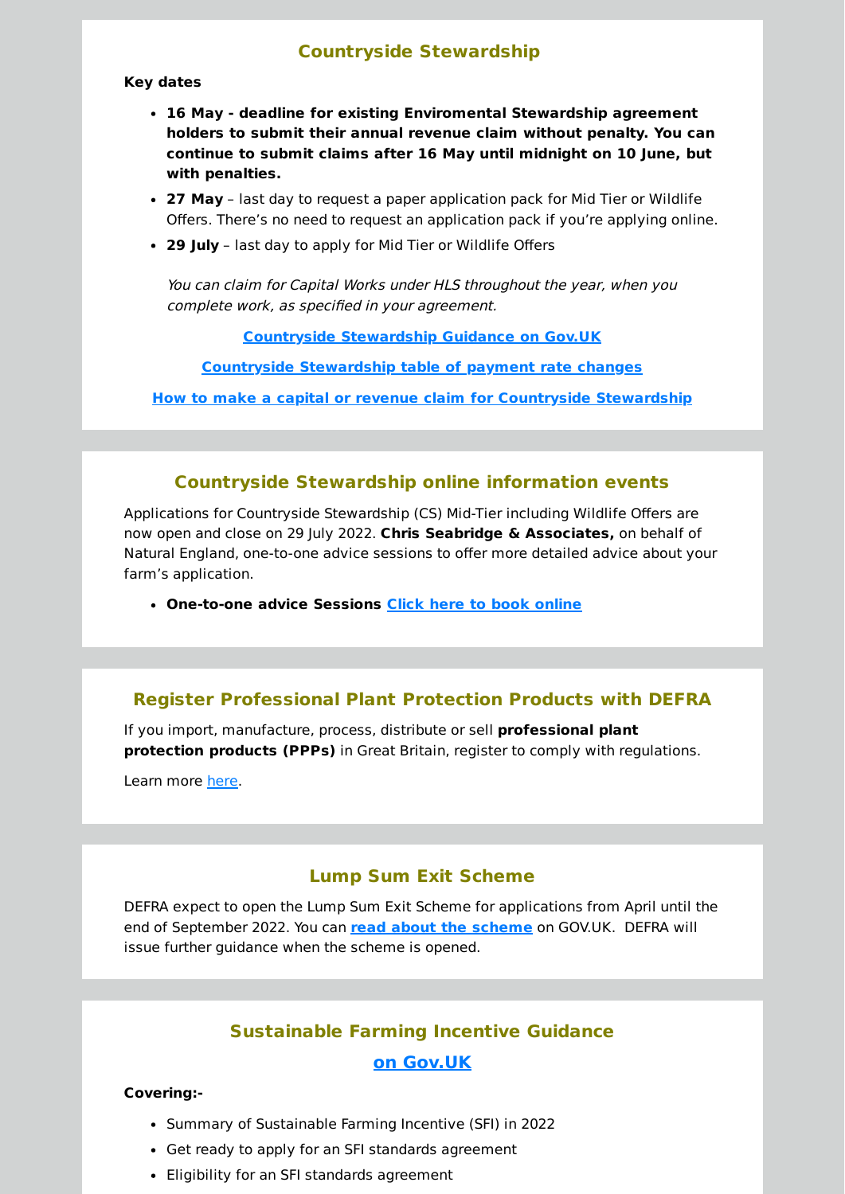## Countryside Stewardship

**Key dates**

- **16 May - deadline for existing Enviromental Stewardship agreement holders to submit their annual revenue claim without penalty. You can continue to submit claims after 16 May until midnight on 10 June, but with penalties.**
- **27 May** – last day to request a paper application pack for Mid Tier or Wildlife Offers. There's no need to request an application pack if you're applying online.
- **29 July** – last day to apply for Mid Tier or Wildlife Offers

*You can claim for Capital Works under HLS throughout the year, when you complete work, as specified in your agreement.*

**Countryside Stewardship Guidance on Gov.UK**

**Countryside Stewardship table of payment rate changes**

**How to make a capital or revenue claim for Countryside Stewardship**

## Countryside Stewardship online information events

Applications for Countryside Stewardship (CS) Mid-Tier including Wildlife Offers are now open and close on 29 July 2022. **Chris Seabridge & Associates,** on behalf of Natural England, one-to-one advice sessions to offer more detailed advice about your farm's application.

- **One-to-one advice Sessions** **Click here to book online**

## Register Professional Plant Protection Products with DEFRA

If you import, manufacture, process, distribute or sell **professional plant protection products (PPPs)** in Great Britain, register to comply with regulations.

Learn more here.

## Lump Sum Exit Scheme

DEFRA expect to open the Lump Sum Exit Scheme for applications from April until the end of September 2022. You can **read about the scheme** on GOV.UK. DEFRA will issue further guidance when the scheme is opened.

## Sustainable Farming Incentive Guidance on Gov.UK

**Covering:-**

- Summary of Sustainable Farming Incentive (SFI) in 2022
- Get ready to apply for an SFI standards agreement
- Eligibility for an SFI standards agreement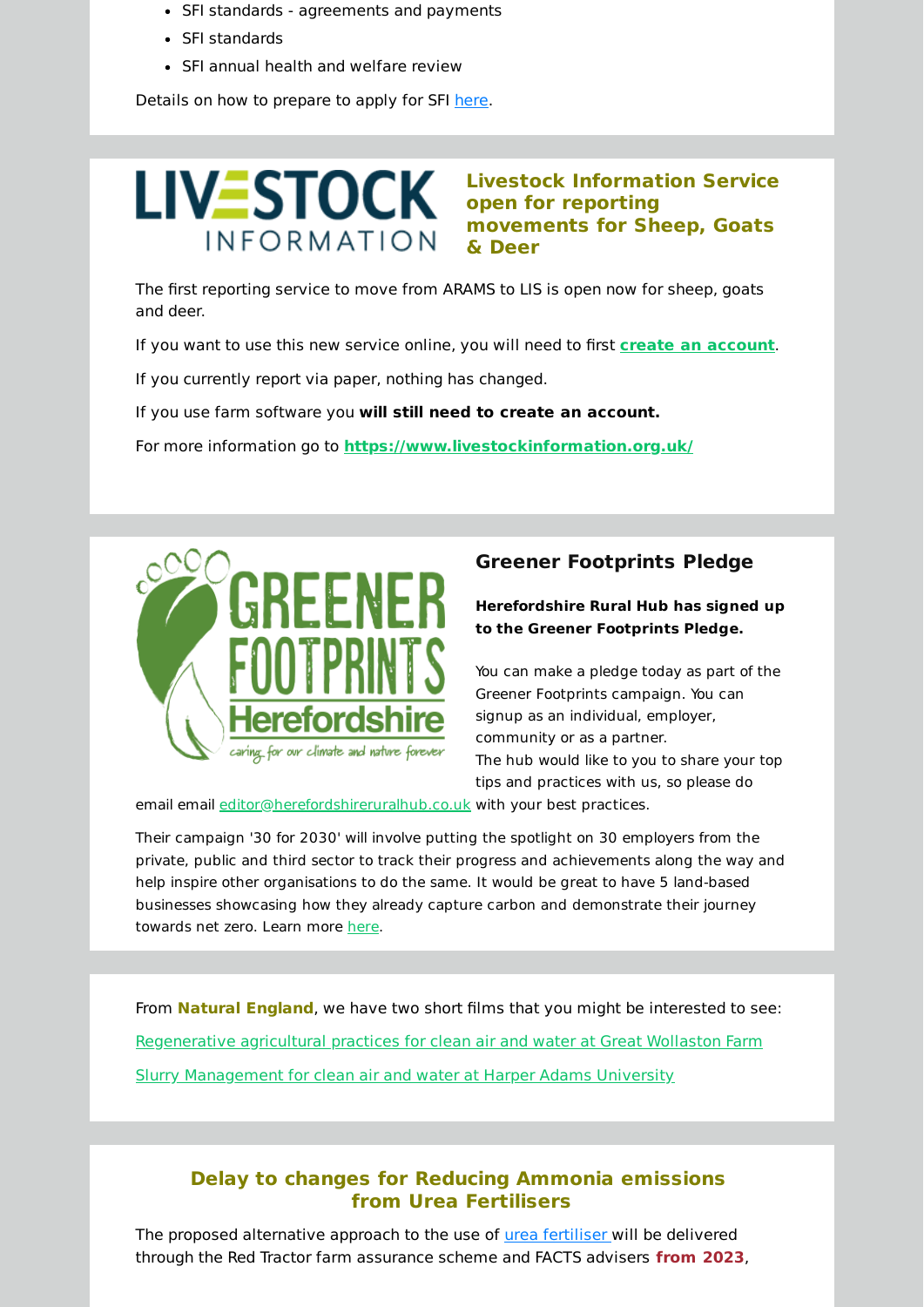- SFI standards - agreements and payments
- SFI standards
- SFI annual health and welfare review

Details on how to prepare to apply for SFI here.

## Livestock Information Service open for reporting movements for Sheep, Goats & Deer

The first reporting service to move from ARAMS to LIS is open now for sheep, goats and deer.

If you want to use this new service online, you will need to first **create an account**.

If you currently report via paper, nothing has changed.

If you use farm software you **will still need to create an account.**

For more information go to **https://www.livestockinformation.org.uk/**

## Greener Footprints Pledge

**Herefordshire Rural Hub has signed up to the Greener Footprints Pledge.**

You can make a pledge today as part of the Greener Footprints campaign. You can signup as an individual, employer, community or as a partner.
The hub would like to you to share your top tips and practices with us, so please do email email editor@herefordshireruralhub.co.uk with your best practices.

Their campaign '30 for 2030' will involve putting the spotlight on 30 employers from the private, public and third sector to track their progress and achievements along the way and help inspire other organisations to do the same. It would be great to have 5 land-based businesses showcasing how they already capture carbon and demonstrate their journey towards net zero. Learn more here.

From **Natural England**, we have two short films that you might be interested to see:

Regenerative agricultural practices for clean air and water at Great Wollaston Farm

Slurry Management for clean air and water at Harper Adams University

## Delay to changes for Reducing Ammonia emissions from Urea Fertilisers

The proposed alternative approach to the use of urea fertiliser will be delivered through the Red Tractor farm assurance scheme and FACTS advisers **from 2023**,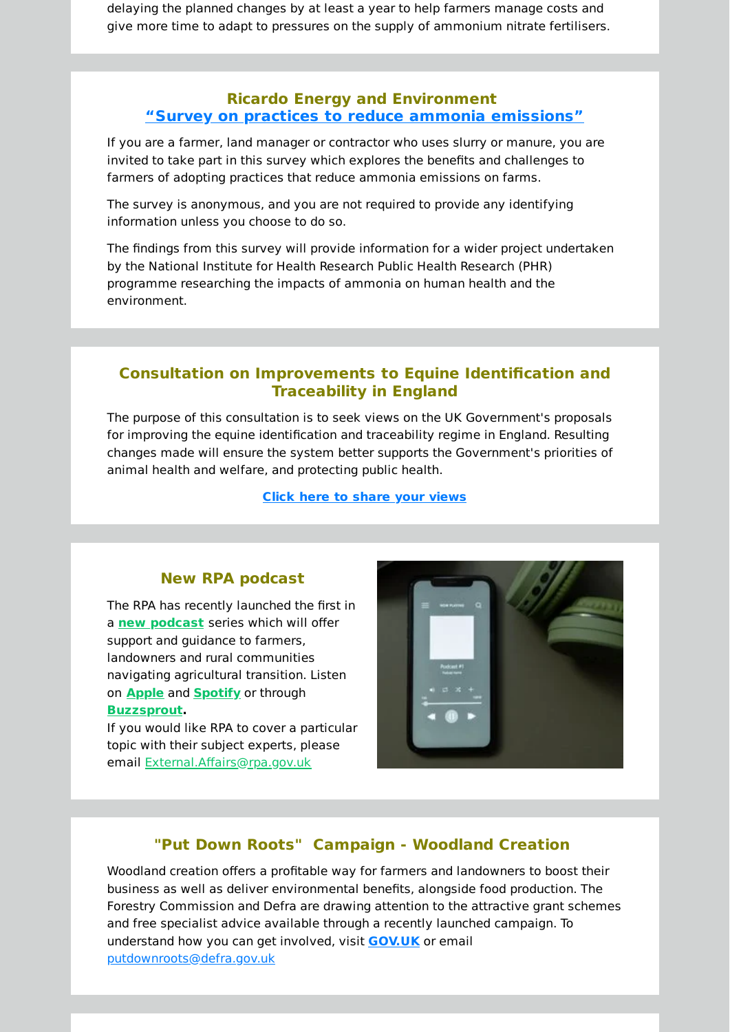delaying the planned changes by at least a year to help farmers manage costs and give more time to adapt to pressures on the supply of ammonium nitrate fertilisers.

## Ricardo Energy and Environment
## "Survey on practices to reduce ammonia emissions"

If you are a farmer, land manager or contractor who uses slurry or manure, you are invited to take part in this survey which explores the benefits and challenges to farmers of adopting practices that reduce ammonia emissions on farms.

The survey is anonymous, and you are not required to provide any identifying information unless you choose to do so.

The findings from this survey will provide information for a wider project undertaken by the National Institute for Health Research Public Health Research (PHR) programme researching the impacts of ammonia on human health and the environment.

## Consultation on Improvements to Equine Identification and Traceability in England

The purpose of this consultation is to seek views on the UK Government's proposals for improving the equine identification and traceability regime in England. Resulting changes made will ensure the system better supports the Government's priorities of animal health and welfare, and protecting public health.

**Click here to share your views**

## New RPA podcast

The RPA has recently launched the first in a **new podcast** series which will offer support and guidance to farmers, landowners and rural communities navigating agricultural transition. Listen on **Apple** and **Spotify** or through **Buzzsprout.**
If you would like RPA to cover a particular topic with their subject experts, please email External.Affairs@rpa.gov.uk

## "Put Down Roots" Campaign - Woodland Creation

Woodland creation offers a profitable way for farmers and landowners to boost their business as well as deliver environmental benefits, alongside food production. The Forestry Commission and Defra are drawing attention to the attractive grant schemes and free specialist advice available through a recently launched campaign. To understand how you can get involved, visit **GOV.UK** or email putdownroots@defra.gov.uk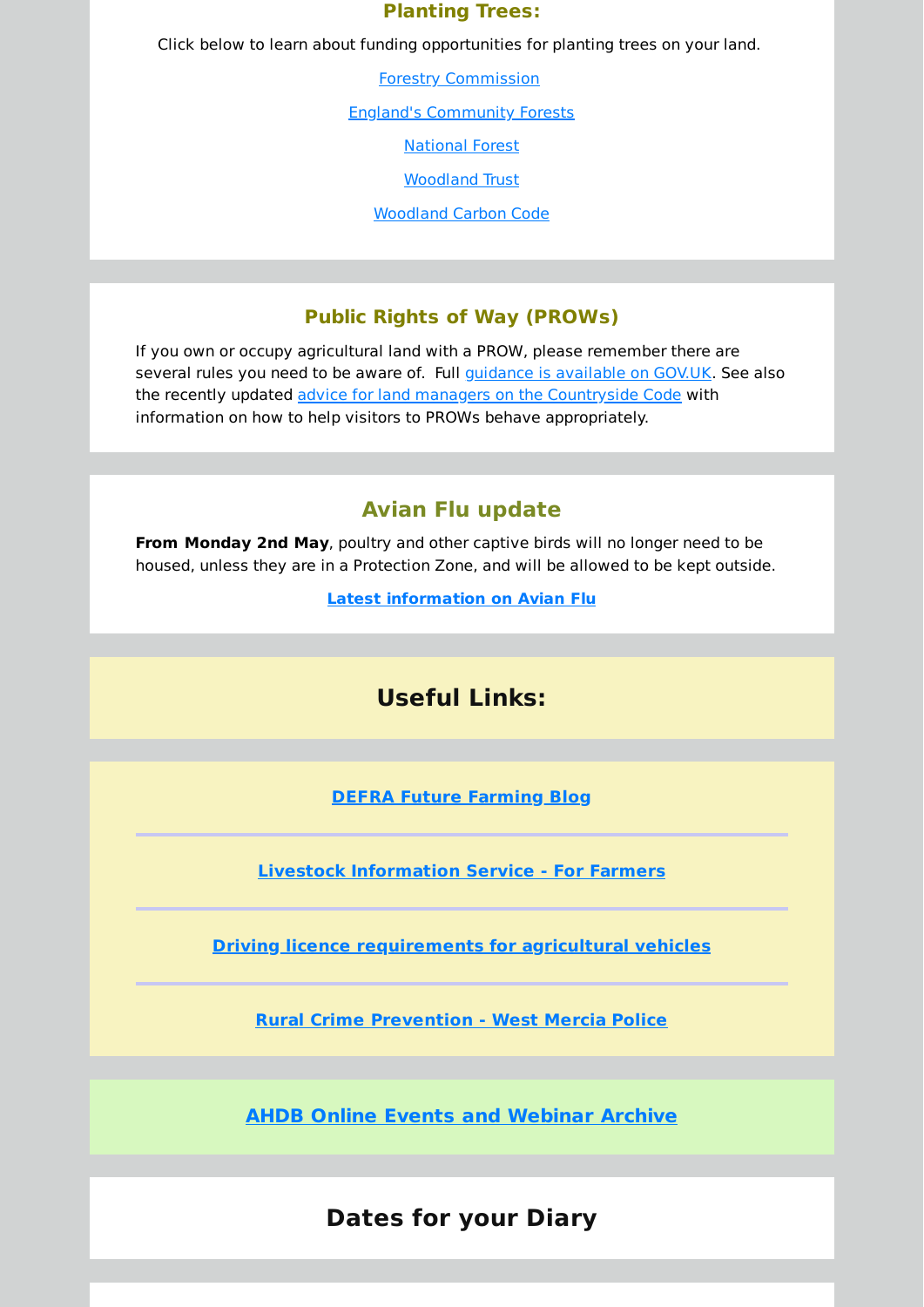### Planting Trees:

Click below to learn about funding opportunities for planting trees on your land.

Forestry Commission

England's Community Forests

National Forest

Woodland Trust

Woodland Carbon Code

### Public Rights of Way (PROWs)

If you own or occupy agricultural land with a PROW, please remember there are several rules you need to be aware of. Full guidance is available on GOV.UK. See also the recently updated advice for land managers on the Countryside Code with information on how to help visitors to PROWs behave appropriately.

### Avian Flu update

**From Monday 2nd May**, poultry and other captive birds will no longer need to be housed, unless they are in a Protection Zone, and will be allowed to be kept outside.

**Latest information on Avian Flu**

## Useful Links:

**DEFRA Future Farming Blog**

---

**Livestock Information Service - For Farmers**

---

**Driving licence requirements for agricultural vehicles**

---

**Rural Crime Prevention - West Mercia Police**

**AHDB Online Events and Webinar Archive**

## Dates for your Diary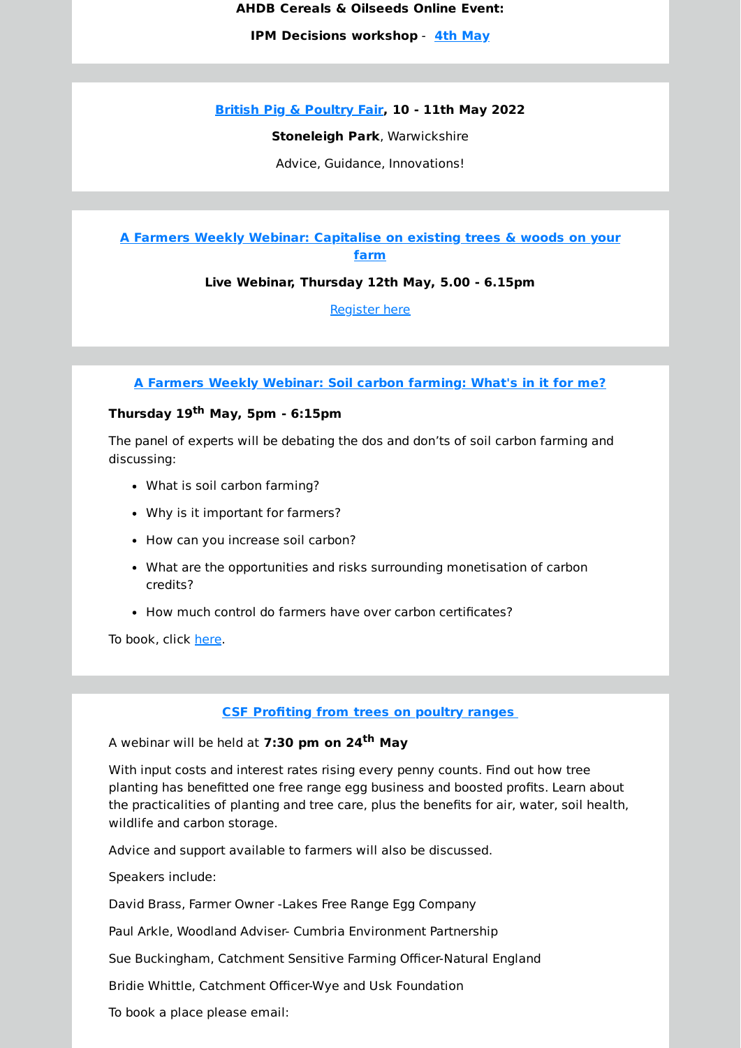**AHDB Cereals & Oilseeds Online Event:**

**IPM Decisions workshop** - **4th May**

**British Pig & Poultry Fair, 10 - 11th May 2022**

**Stoneleigh Park**, Warwickshire

Advice, Guidance, Innovations!

**A Farmers Weekly Webinar: Capitalise on existing trees & woods on your farm**

**Live Webinar, Thursday 12th May, 5.00 - 6.15pm**

Register here

**A Farmers Weekly Webinar: Soil carbon farming: What's in it for me?**

**Thursday 19th May, 5pm - 6:15pm**

The panel of experts will be debating the dos and don'ts of soil carbon farming and discussing:

- What is soil carbon farming?
- Why is it important for farmers?
- How can you increase soil carbon?
- What are the opportunities and risks surrounding monetisation of carbon credits?
- How much control do farmers have over carbon certificates?

To book, click here.

**CSF Profiting from trees on poultry ranges**

A webinar will be held at **7:30 pm on 24th May**

With input costs and interest rates rising every penny counts. Find out how tree planting has benefitted one free range egg business and boosted profits. Learn about the practicalities of planting and tree care, plus the benefits for air, water, soil health, wildlife and carbon storage.

Advice and support available to farmers will also be discussed.

Speakers include:

David Brass, Farmer Owner -Lakes Free Range Egg Company

Paul Arkle, Woodland Adviser- Cumbria Environment Partnership

Sue Buckingham, Catchment Sensitive Farming Officer-Natural England

Bridie Whittle, Catchment Officer-Wye and Usk Foundation

To book a place please email: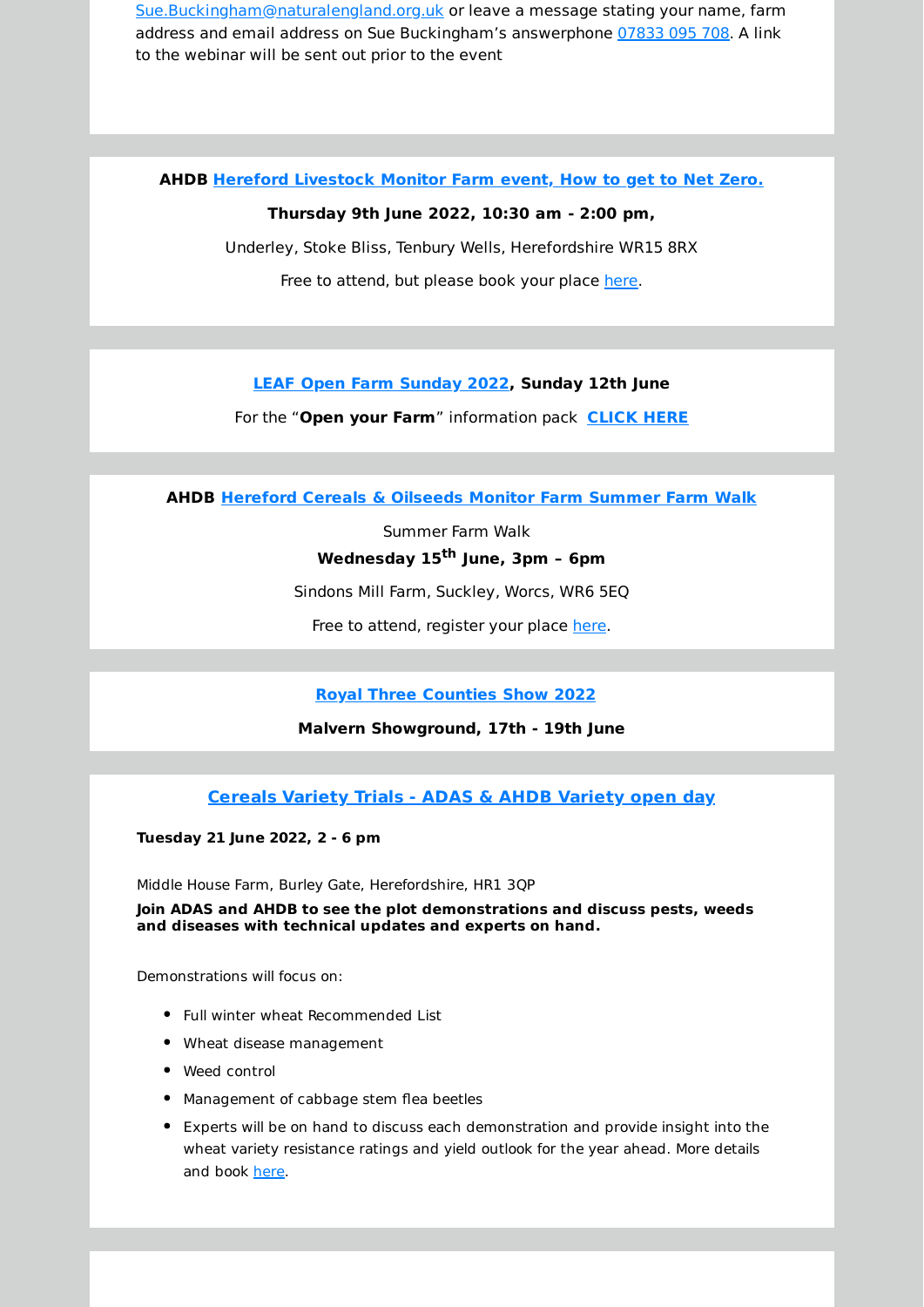Sue.Buckingham@naturalengland.org.uk or leave a message stating your name, farm address and email address on Sue Buckingham's answerphone 07833 095 708. A link to the webinar will be sent out prior to the event

**AHDB Hereford Livestock Monitor Farm event, How to get to Net Zero.**

**Thursday 9th June 2022, 10:30 am - 2:00 pm,**

Underley, Stoke Bliss, Tenbury Wells, Herefordshire WR15 8RX

Free to attend, but please book your place here.

**LEAF Open Farm Sunday 2022, Sunday 12th June**

For the "**Open your Farm**" information pack **CLICK HERE**

**AHDB Hereford Cereals & Oilseeds Monitor Farm Summer Farm Walk**

Summer Farm Walk

**Wednesday 15th June, 3pm – 6pm**

Sindons Mill Farm, Suckley, Worcs, WR6 5EQ

Free to attend, register your place here.

**Royal Three Counties Show 2022**

**Malvern Showground, 17th - 19th June**

**Cereals Variety Trials - ADAS & AHDB Variety open day**

**Tuesday 21 June 2022, 2 - 6 pm**

Middle House Farm, Burley Gate, Herefordshire, HR1 3QP

**Join ADAS and AHDB to see the plot demonstrations and discuss pests, weeds and diseases with technical updates and experts on hand.**

Demonstrations will focus on:

- Full winter wheat Recommended List
- Wheat disease management
- Weed control
- Management of cabbage stem flea beetles
- Experts will be on hand to discuss each demonstration and provide insight into the wheat variety resistance ratings and yield outlook for the year ahead. More details and book here.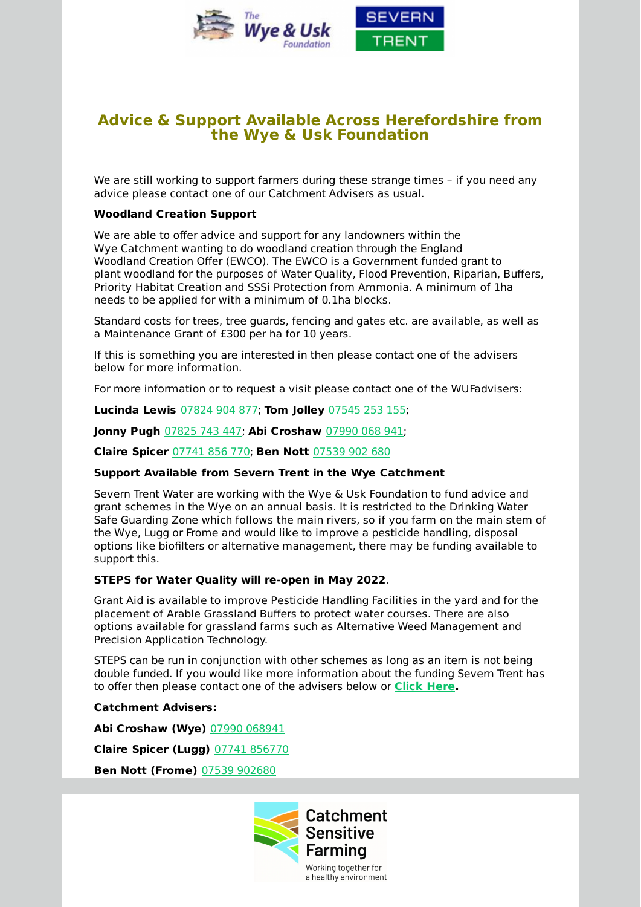## Advice & Support Available Across Herefordshire from the Wye & Usk Foundation

We are still working to support farmers during these strange times – if you need any advice please contact one of our Catchment Advisers as usual.

**Woodland Creation Support**

We are able to offer advice and support for any landowners within the Wye Catchment wanting to do woodland creation through the England Woodland Creation Offer (EWCO). The EWCO is a Government funded grant to plant woodland for the purposes of Water Quality, Flood Prevention, Riparian, Buffers, Priority Habitat Creation and SSSi Protection from Ammonia. A minimum of 1ha needs to be applied for with a minimum of 0.1ha blocks.

Standard costs for trees, tree guards, fencing and gates etc. are available, as well as a Maintenance Grant of £300 per ha for 10 years.

If this is something you are interested in then please contact one of the advisers below for more information.

For more information or to request a visit please contact one of the WUFadvisers:

**Lucinda Lewis** 07824 904 877; **Tom Jolley** 07545 253 155;

**Jonny Pugh** 07825 743 447; **Abi Croshaw** 07990 068 941;

**Claire Spicer** 07741 856 770; **Ben Nott** 07539 902 680

**Support Available from Severn Trent in the Wye Catchment**

Severn Trent Water are working with the Wye & Usk Foundation to fund advice and grant schemes in the Wye on an annual basis. It is restricted to the Drinking Water Safe Guarding Zone which follows the main rivers, so if you farm on the main stem of the Wye, Lugg or Frome and would like to improve a pesticide handling, disposal options like biofilters or alternative management, there may be funding available to support this.

**STEPS for Water Quality will re-open in May 2022**.

Grant Aid is available to improve Pesticide Handling Facilities in the yard and for the placement of Arable Grassland Buffers to protect water courses. There are also options available for grassland farms such as Alternative Weed Management and Precision Application Technology.

STEPS can be run in conjunction with other schemes as long as an item is not being double funded. If you would like more information about the funding Severn Trent has to offer then please contact one of the advisers below or **Click Here.**

**Catchment Advisers:**

**Abi Croshaw (Wye)** 07990 068941

**Claire Spicer (Lugg)** 07741 856770

**Ben Nott (Frome)** 07539 902680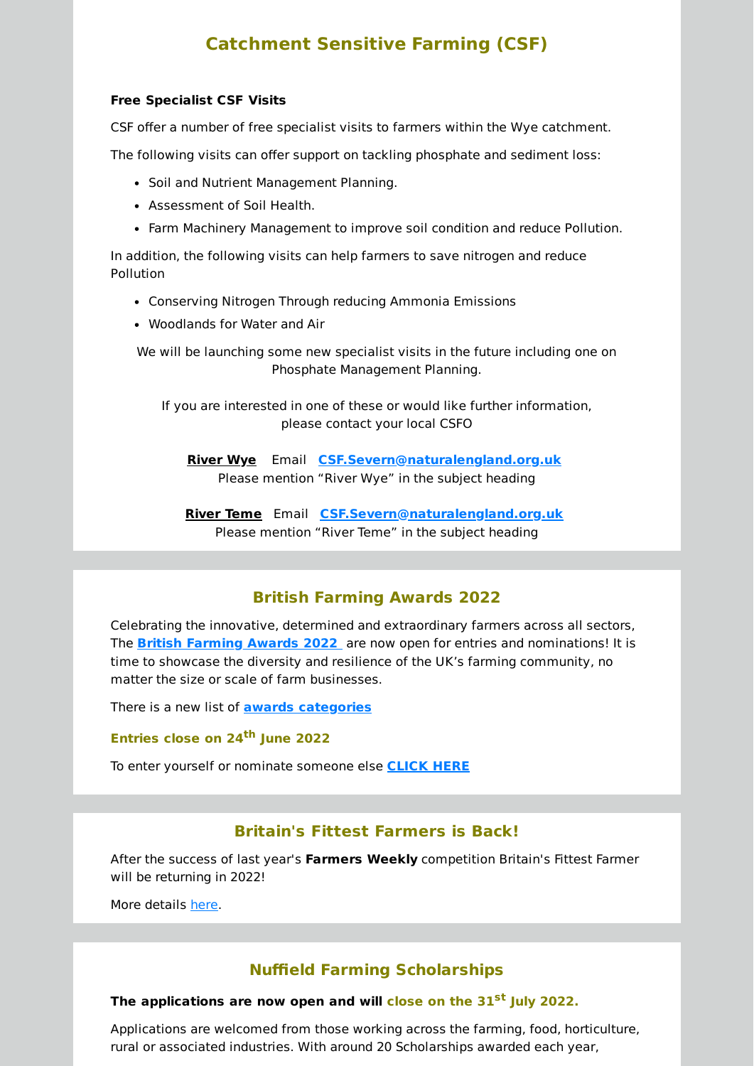## Catchment Sensitive Farming (CSF)

**Free Specialist CSF Visits**

CSF offer a number of free specialist visits to farmers within the Wye catchment.

The following visits can offer support on tackling phosphate and sediment loss:

- Soil and Nutrient Management Planning.
- Assessment of Soil Health.
- Farm Machinery Management to improve soil condition and reduce Pollution.

In addition, the following visits can help farmers to save nitrogen and reduce Pollution

- Conserving Nitrogen Through reducing Ammonia Emissions
- Woodlands for Water and Air

We will be launching some new specialist visits in the future including one on Phosphate Management Planning.

If you are interested in one of these or would like further information, please contact your local CSFO

**River Wye** Email **CSF.Severn@naturalengland.org.uk**
Please mention "River Wye" in the subject heading

**River Teme** Email **CSF.Severn@naturalengland.org.uk**
Please mention "River Teme" in the subject heading

## British Farming Awards 2022

Celebrating the innovative, determined and extraordinary farmers across all sectors, The **British Farming Awards 2022** are now open for entries and nominations! It is time to showcase the diversity and resilience of the UK's farming community, no matter the size or scale of farm businesses.

There is a new list of **awards categories**

**Entries close on 24th June 2022**

To enter yourself or nominate someone else **CLICK HERE**

## Britain's Fittest Farmers is Back!

After the success of last year's **Farmers Weekly** competition Britain's Fittest Farmer will be returning in 2022!

More details here.

## Nuffield Farming Scholarships

**The applications are now open and will close on the 31st July 2022.**

Applications are welcomed from those working across the farming, food, horticulture, rural or associated industries. With around 20 Scholarships awarded each year,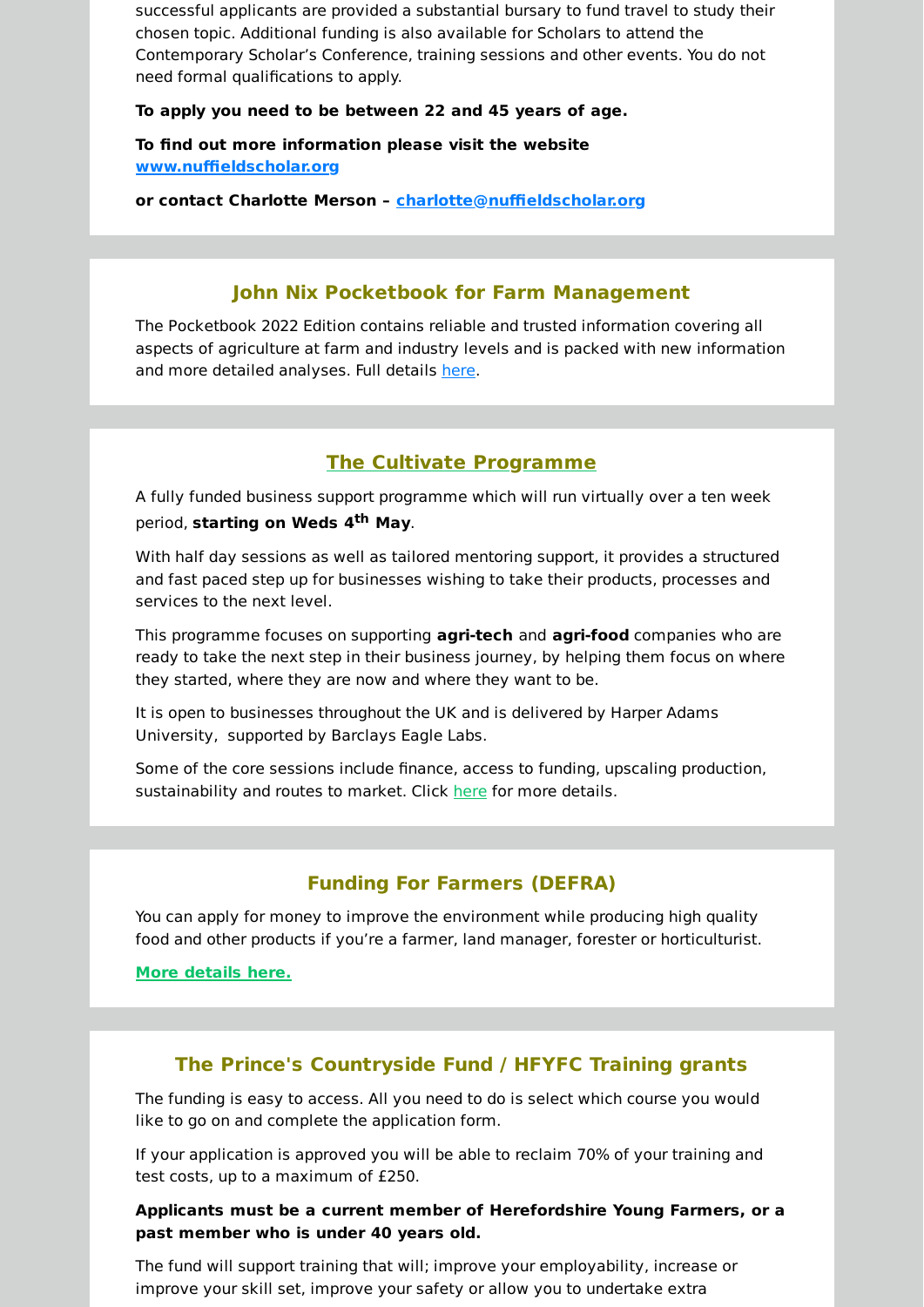successful applicants are provided a substantial bursary to fund travel to study their chosen topic. Additional funding is also available for Scholars to attend the Contemporary Scholar's Conference, training sessions and other events. You do not need formal qualifications to apply.

**To apply you need to be between 22 and 45 years of age.**

**To find out more information please visit the website [www.nuffieldscholar.org](www.nuffieldscholar.org)**

**or contact Charlotte Merson – [charlotte@nuffieldscholar.org](mailto:charlotte@nuffieldscholar.org)**

## John Nix Pocketbook for Farm Management

The Pocketbook 2022 Edition contains reliable and trusted information covering all aspects of agriculture at farm and industry levels and is packed with new information and more detailed analyses. Full details here.

## The Cultivate Programme

A fully funded business support programme which will run virtually over a ten week period, **starting on Weds 4th May**.

With half day sessions as well as tailored mentoring support, it provides a structured and fast paced step up for businesses wishing to take their products, processes and services to the next level.

This programme focuses on supporting **agri-tech** and **agri-food** companies who are ready to take the next step in their business journey, by helping them focus on where they started, where they are now and where they want to be.

It is open to businesses throughout the UK and is delivered by Harper Adams University, supported by Barclays Eagle Labs.

Some of the core sessions include finance, access to funding, upscaling production, sustainability and routes to market. Click here for more details.

## Funding For Farmers (DEFRA)

You can apply for money to improve the environment while producing high quality food and other products if you're a farmer, land manager, forester or horticulturist.

**More details here.**

## The Prince's Countryside Fund / HFYFC Training grants

The funding is easy to access. All you need to do is select which course you would like to go on and complete the application form.

If your application is approved you will be able to reclaim 70% of your training and test costs, up to a maximum of £250.

**Applicants must be a current member of Herefordshire Young Farmers, or a past member who is under 40 years old.**

The fund will support training that will; improve your employability, increase or improve your skill set, improve your safety or allow you to undertake extra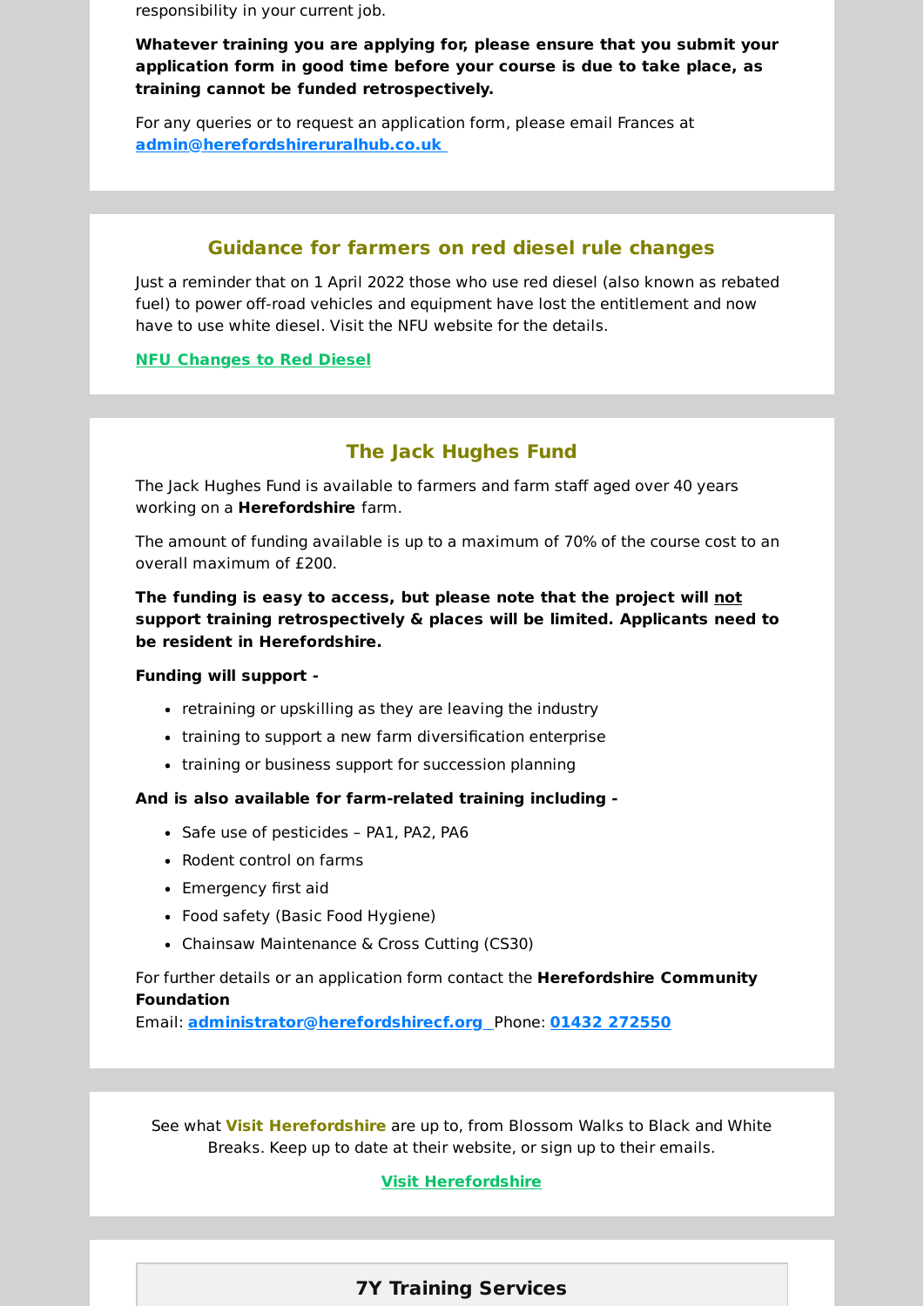responsibility in your current job.

**Whatever training you are applying for, please ensure that you submit your application form in good time before your course is due to take place, as training cannot be funded retrospectively.**

For any queries or to request an application form, please email Frances at **admin@herefordshireruralhub.co.uk**

## Guidance for farmers on red diesel rule changes

Just a reminder that on 1 April 2022 those who use red diesel (also known as rebated fuel) to power off-road vehicles and equipment have lost the entitlement and now have to use white diesel. Visit the NFU website for the details.

**NFU Changes to Red Diesel**

## The Jack Hughes Fund

The Jack Hughes Fund is available to farmers and farm staff aged over 40 years working on a **Herefordshire** farm.

The amount of funding available is up to a maximum of 70% of the course cost to an overall maximum of £200.

**The funding is easy to access, but please note that the project will not support training retrospectively & places will be limited. Applicants need to be resident in Herefordshire.**

**Funding will support -**

- retraining or upskilling as they are leaving the industry
- training to support a new farm diversification enterprise
- training or business support for succession planning

**And is also available for farm-related training including -**

- Safe use of pesticides – PA1, PA2, PA6
- Rodent control on farms
- Emergency first aid
- Food safety (Basic Food Hygiene)
- Chainsaw Maintenance & Cross Cutting (CS30)

For further details or an application form contact the **Herefordshire Community Foundation**
Email: **administrator@herefordshirecf.org** Phone: **01432 272550**

See what **Visit Herefordshire** are up to, from Blossom Walks to Black and White Breaks. Keep up to date at their website, or sign up to their emails.

**Visit Herefordshire**

## 7Y Training Services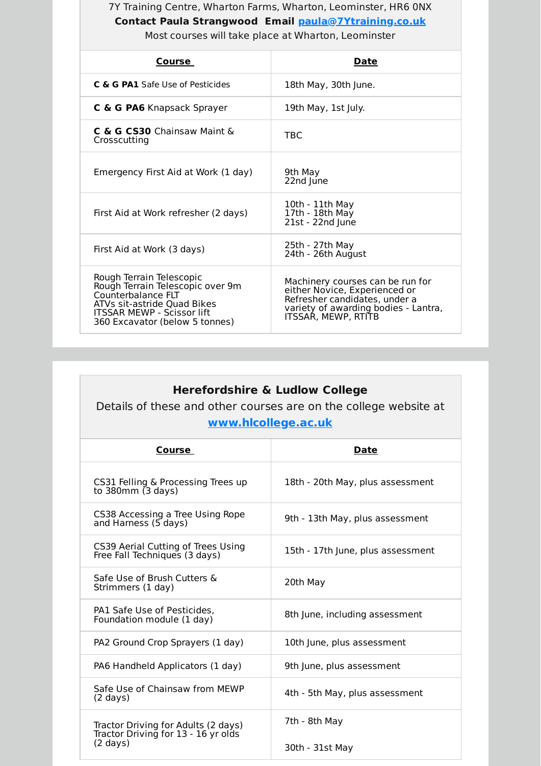7Y Training Centre, Wharton Farms, Wharton, Leominster, HR6 0NX

**Contact Paula Strangwood  Email [paula@7Ytraining.co.uk](mailto:paula@7Ytraining.co.uk)**

Most courses will take place at Wharton, Leominster

| Course | Date |
|---|---|
| **C & G PA1** Safe Use of Pesticides | 18th May, 30th June. |
| **C & G PA6** Knapsack Sprayer | 19th May, 1st July. |
| **C & G CS30** Chainsaw Maint & Crosscutting | TBC |
| Emergency First Aid at Work (1 day) | 9th May<br>22nd June |
| First Aid at Work refresher (2 days) | 10th - 11th May<br>17th - 18th May<br>21st - 22nd June |
| First Aid at Work (3 days) | 25th - 27th May<br>24th - 26th August |
| Rough Terrain Telescopic<br>Rough Terrain Telescopic over 9m<br>Counterbalance FLT<br>ATVs sit-astride Quad Bikes<br>ITSSAR MEWP - Scissor lift<br>360 Excavator (below 5 tonnes) | Machinery courses can be run for either Novice, Experienced or Refresher candidates, under a variety of awarding bodies - Lantra, ITSSAR, MEWP, RTITB |

## Herefordshire & Ludlow College

Details of these and other courses are on the college website at [www.hlcollege.ac.uk](http://www.hlcollege.ac.uk)

| Course | Date |
|---|---|
| CS31 Felling & Processing Trees up to 380mm (3 days) | 18th - 20th May, plus assessment |
| CS38 Accessing a Tree Using Rope and Harness (5 days) | 9th - 13th May, plus assessment |
| CS39 Aerial Cutting of Trees Using Free Fall Techniques (3 days) | 15th - 17th June, plus assessment |
| Safe Use of Brush Cutters & Strimmers (1 day) | 20th May |
| PA1 Safe Use of Pesticides, Foundation module (1 day) | 8th June, including assessment |
| PA2 Ground Crop Sprayers (1 day) | 10th June, plus assessment |
| PA6 Handheld Applicators (1 day) | 9th June, plus assessment |
| Safe Use of Chainsaw from MEWP (2 days) | 4th - 5th May, plus assessment |
| Tractor Driving for Adults (2 days)<br>Tractor Driving for 13 - 16 yr olds (2 days) | 7th - 8th May<br>30th - 31st May |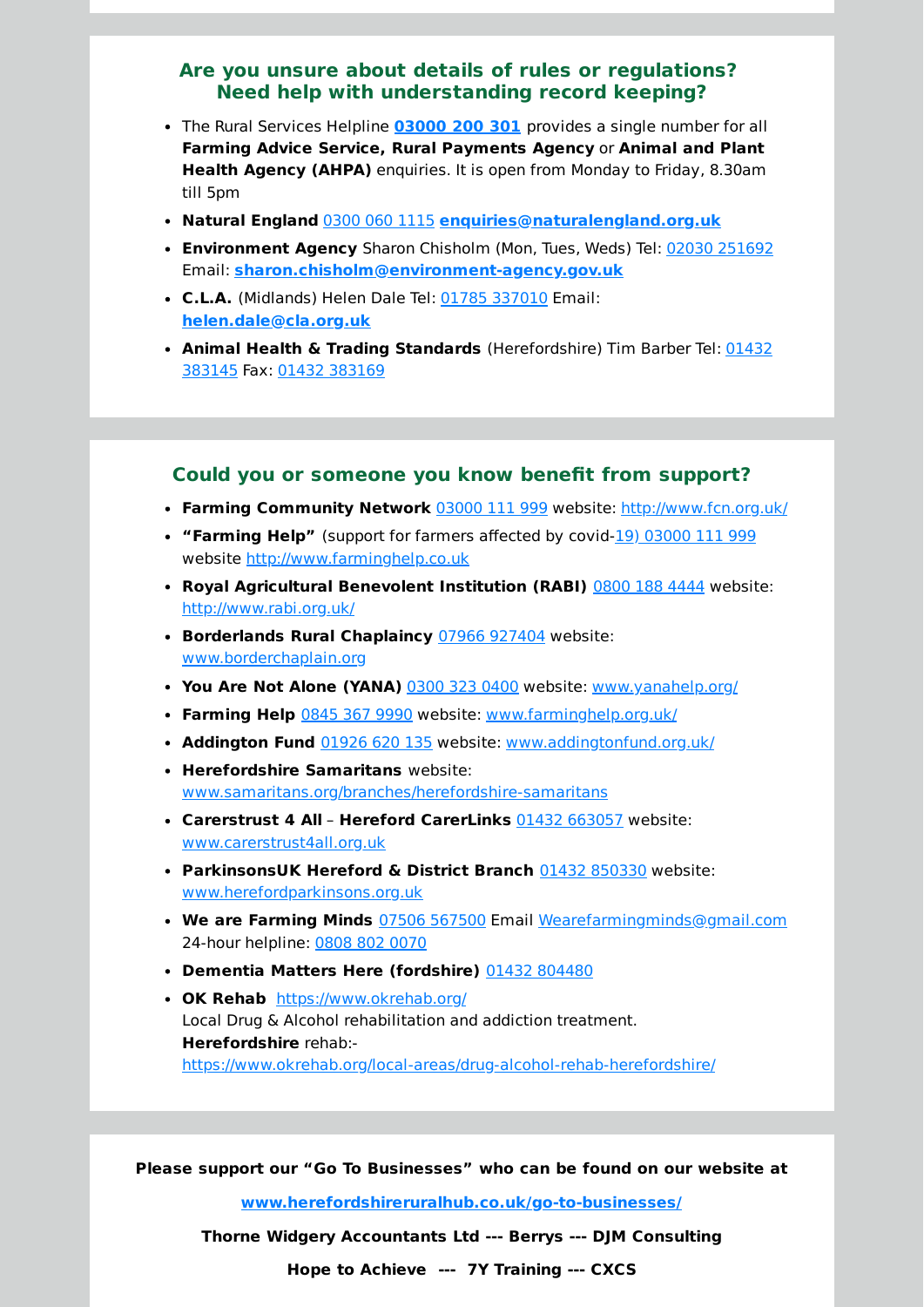## Are you unsure about details of rules or regulations? Need help with understanding record keeping?

- The Rural Services Helpline **03000 200 301** provides a single number for all **Farming Advice Service, Rural Payments Agency** or **Animal and Plant Health Agency (AHPA)** enquiries. It is open from Monday to Friday, 8.30am till 5pm
- **Natural England** 0300 060 1115 **enquiries@naturalengland.org.uk**
- **Environment Agency** Sharon Chisholm (Mon, Tues, Weds) Tel: 02030 251692 Email: **sharon.chisholm@environment-agency.gov.uk**
- **C.L.A.** (Midlands) Helen Dale Tel: 01785 337010 Email: **helen.dale@cla.org.uk**
- **Animal Health & Trading Standards** (Herefordshire) Tim Barber Tel: 01432 383145 Fax: 01432 383169

## Could you or someone you know benefit from support?

- **Farming Community Network** 03000 111 999 website: http://www.fcn.org.uk/
- **"Farming Help"** (support for farmers affected by covid-19) 03000 111 999 website http://www.farminghelp.co.uk
- **Royal Agricultural Benevolent Institution (RABI)** 0800 188 4444 website: http://www.rabi.org.uk/
- **Borderlands Rural Chaplaincy** 07966 927404 website: www.borderchaplain.org
- **You Are Not Alone (YANA)** 0300 323 0400 website: www.yanahelp.org/
- **Farming Help** 0845 367 9990 website: www.farminghelp.org.uk/
- **Addington Fund** 01926 620 135 website: www.addingtonfund.org.uk/
- **Herefordshire Samaritans** website: www.samaritans.org/branches/herefordshire-samaritans
- **Carerstrust 4 All** – **Hereford CarerLinks** 01432 663057 website: www.carerstrust4all.org.uk
- **ParkinsonsUK Hereford & District Branch** 01432 850330 website: www.herefordparkinsons.org.uk
- **We are Farming Minds** 07506 567500 Email Wearefarmingminds@gmail.com 24-hour helpline: 0808 802 0070
- **Dementia Matters Here (fordshire)** 01432 804480
- **OK Rehab** https://www.okrehab.org/
  Local Drug & Alcohol rehabilitation and addiction treatment.
  **Herefordshire** rehab:-
  https://www.okrehab.org/local-areas/drug-alcohol-rehab-herefordshire/

**Please support our "Go To Businesses" who can be found on our website at**

**www.herefordshireruralhub.co.uk/go-to-businesses/**

**Thorne Widgery Accountants Ltd --- Berrys --- DJM Consulting**

**Hope to Achieve --- 7Y Training --- CXCS**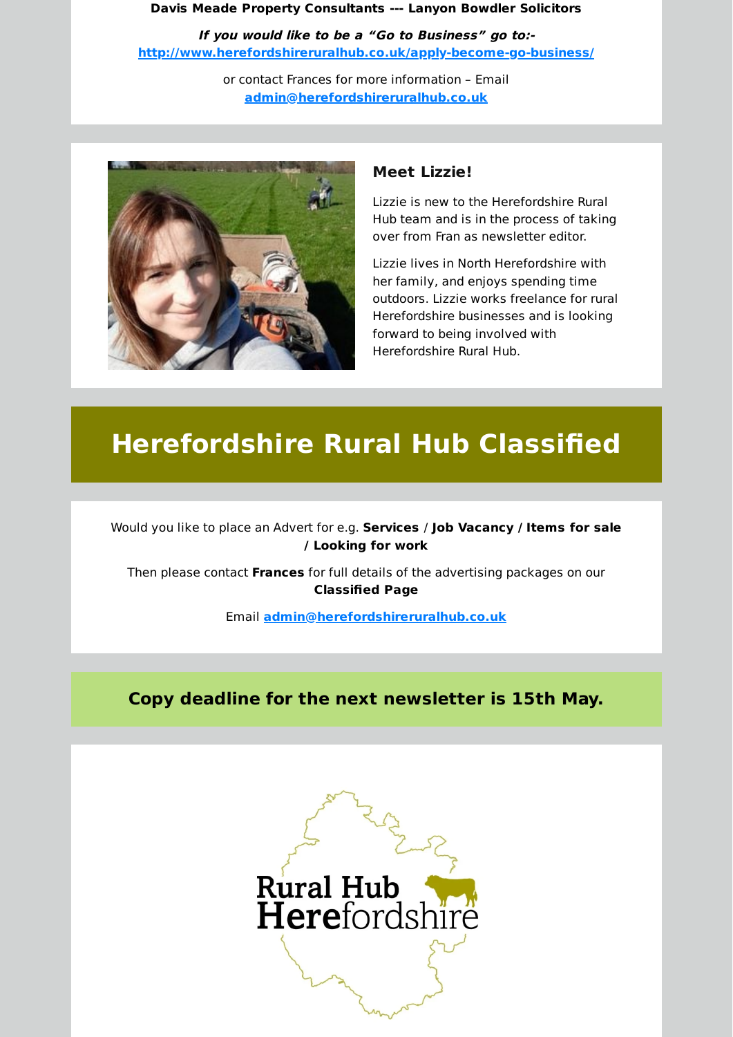**Davis Meade Property Consultants --- Lanyon Bowdler Solicitors**

***If you would like to be a "Go to Business" go to:-***
**http://www.herefordshireruralhub.co.uk/apply-become-go-business/**

or contact Frances for more information – Email
**admin@herefordshireruralhub.co.uk**

### Meet Lizzie!

Lizzie is new to the Herefordshire Rural Hub team and is in the process of taking over from Fran as newsletter editor.

Lizzie lives in North Herefordshire with her family, and enjoys spending time outdoors. Lizzie works freelance for rural Herefordshire businesses and is looking forward to being involved with Herefordshire Rural Hub.

## Herefordshire Rural Hub Classified

Would you like to place an Advert for e.g. **Services** / **Job Vacancy / Items for sale / Looking for work**

Then please contact **Frances** for full details of the advertising packages on our **Classified Page**

Email **admin@herefordshireruralhub.co.uk**

**Copy deadline for the next newsletter is 15th May.**

Rural Hub Herefordshire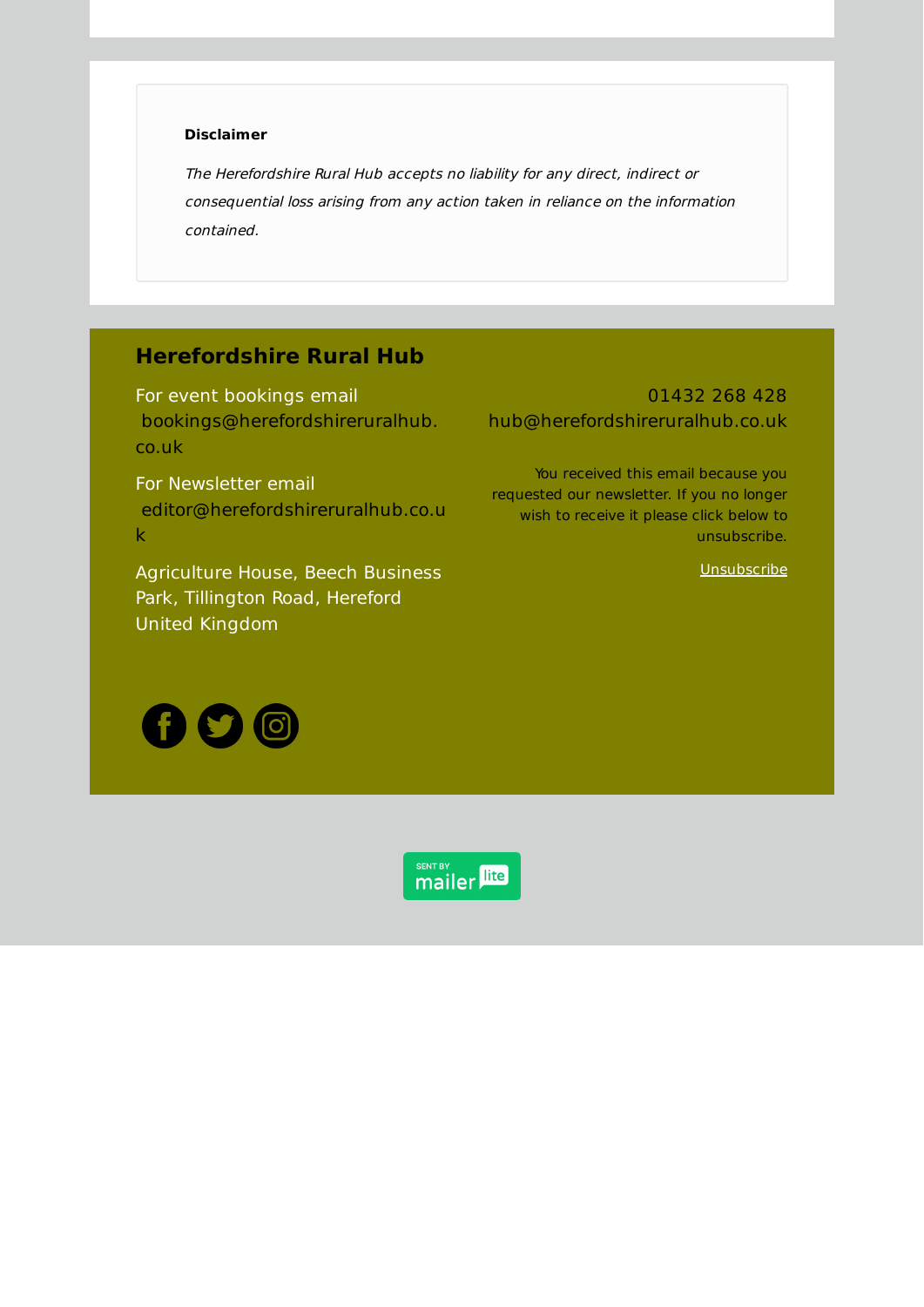**Disclaimer**

*The Herefordshire Rural Hub accepts no liability for any direct, indirect or consequential loss arising from any action taken in reliance on the information contained.*

## Herefordshire Rural Hub

For event bookings email bookings@herefordshireruralhub.co.uk

For Newsletter email editor@herefordshireruralhub.co.uk

Agriculture House, Beech Business Park, Tillington Road, Hereford
United Kingdom

01432 268 428
hub@herefordshireruralhub.co.uk

You received this email because you requested our newsletter. If you no longer wish to receive it please click below to unsubscribe.

Unsubscribe